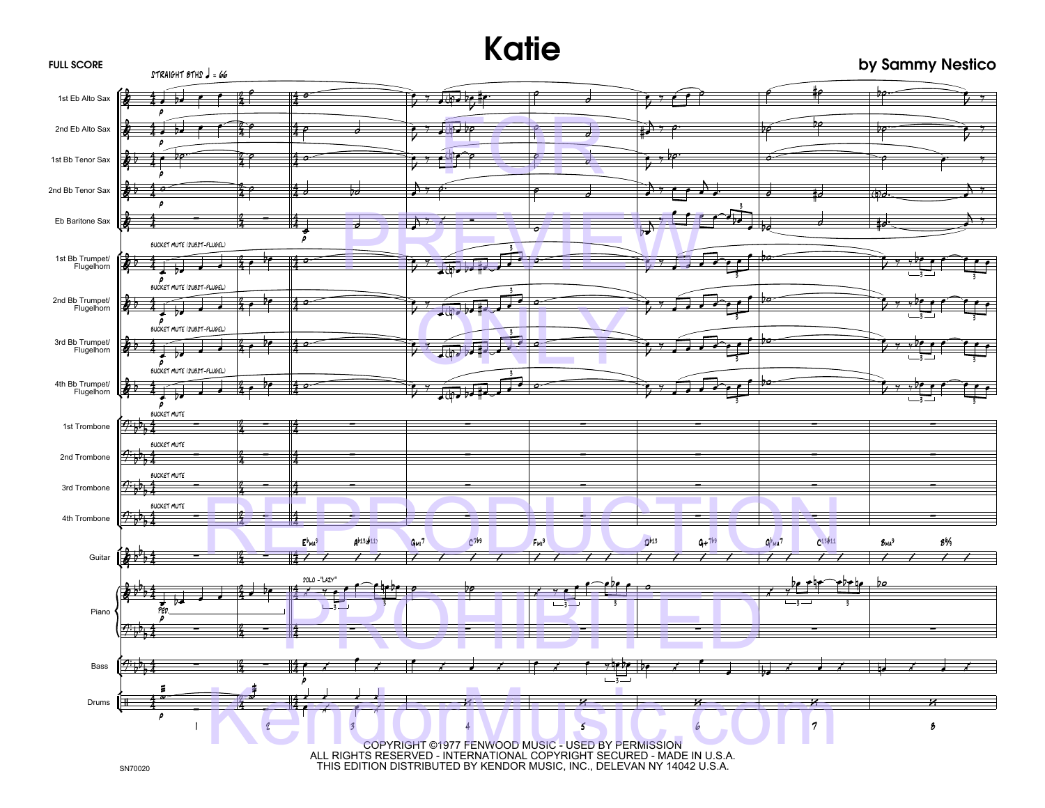FULL SCORE

# Katie

**by Sammy Nestico**

COPYRIGHT ©1977 FENWOOD MUSIC - USED BY PERMISSION
ALL RIGHTS RESERVED - INTERNATIONAL COPYRIGHT SECURED - MADE IN U.S.A.
THIS EDITION DISTRIBUTED BY KENDOR MUSIC, INC., DELEVAN NY 14042 U.S.A.

SN70020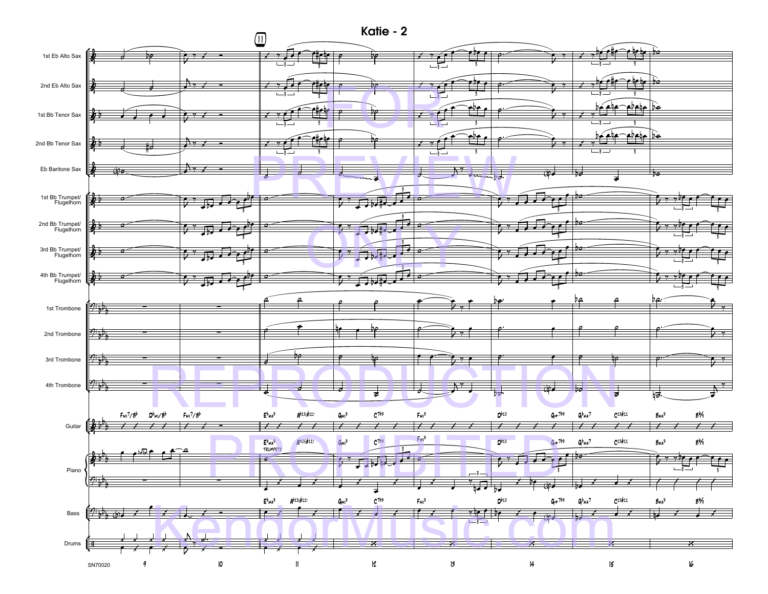# Katie - 2

1st Eb Alto Sax

2nd Eb Alto Sax

1st Bb Tenor Sax

2nd Bb Tenor Sax

Eb Baritone Sax

1st Bb Trumpet/ Flugelhorn

2nd Bb Trumpet/ Flugelhorn

3rd Bb Trumpet/ Flugelhorn

4th Bb Trumpet/ Flugelhorn

1st Trombone

2nd Trombone

3rd Trombone

4th Trombone

Guitar

Piano

Bass

Drums

FOR PREVIEW ONLY REPRODUCTION PROHIBITED KendorMusic.com

SN70020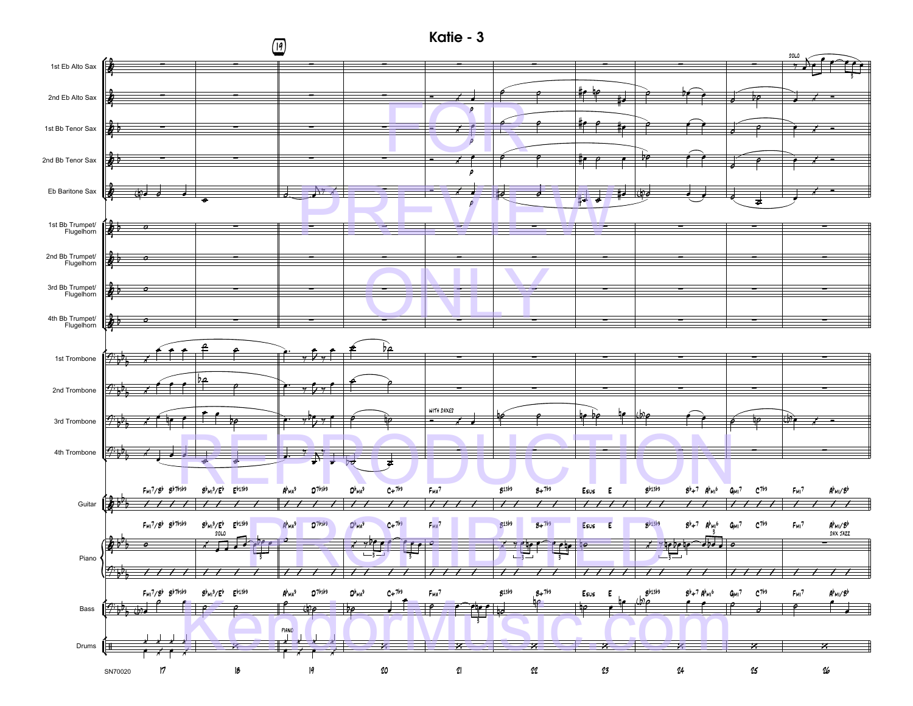# Katie - 3

| Instrument |
| --- |
| 1st Eb Alto Sax |
| 2nd Eb Alto Sax |
| 1st Bb Tenor Sax |
| 2nd Bb Tenor Sax |
| Eb Baritone Sax |
| 1st Bb Trumpet/ Flugelhorn |
| 2nd Bb Trumpet/ Flugelhorn |
| 3rd Bb Trumpet/ Flugelhorn |
| 4th Bb Trumpet/ Flugelhorn |
| 1st Trombone |
| 2nd Trombone |
| 3rd Trombone |
| 4th Trombone |
| Guitar |
| Piano |
| Bass |
| Drums |

| Measure | 17 | 18 | 19 | 20 | 21 | 22 | 23 | 24 | 25 | 26 |
| --- | --- | --- | --- | --- | --- | --- | --- | --- | --- | --- |
| Chords | FMI7/B♭ B♭7♭5♭9 | B♭MI9/E♭ E♭13♭9 | A♭MA9 D7♭5♭9 | D♭MA9 C+7♭9 | FMA7 | B13♭9 B+7♭9 | ESUS E | B♭13♭9 B♭+7 A♭MI6 | GMI7 C7♭9 | FMI7 A♭MI/B♭ |

FOR PREVIEW ONLY

REPRODUCTION PROHIBITED

KendorMusic.com

SN70020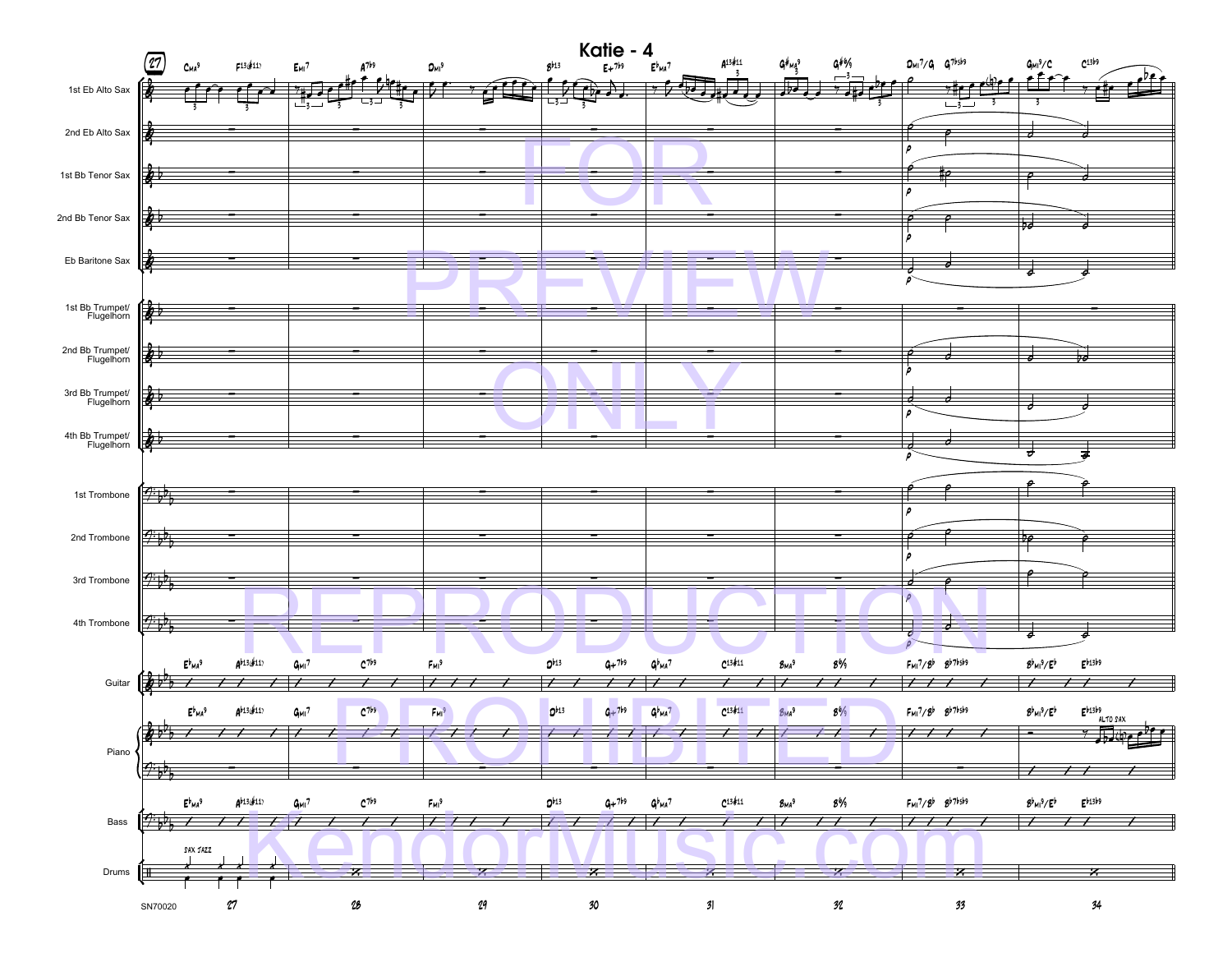# Katie - 4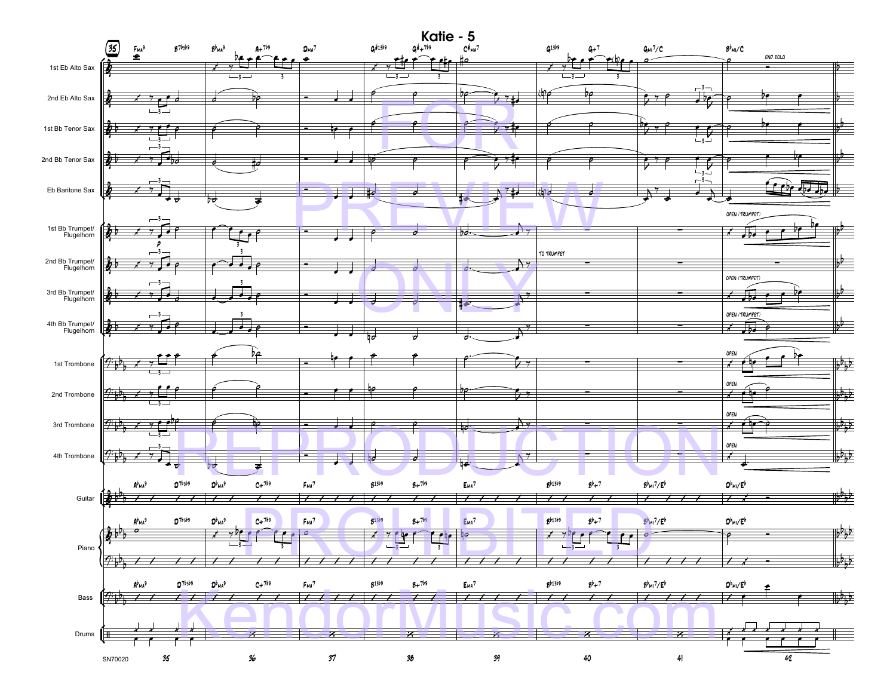# Katie - 5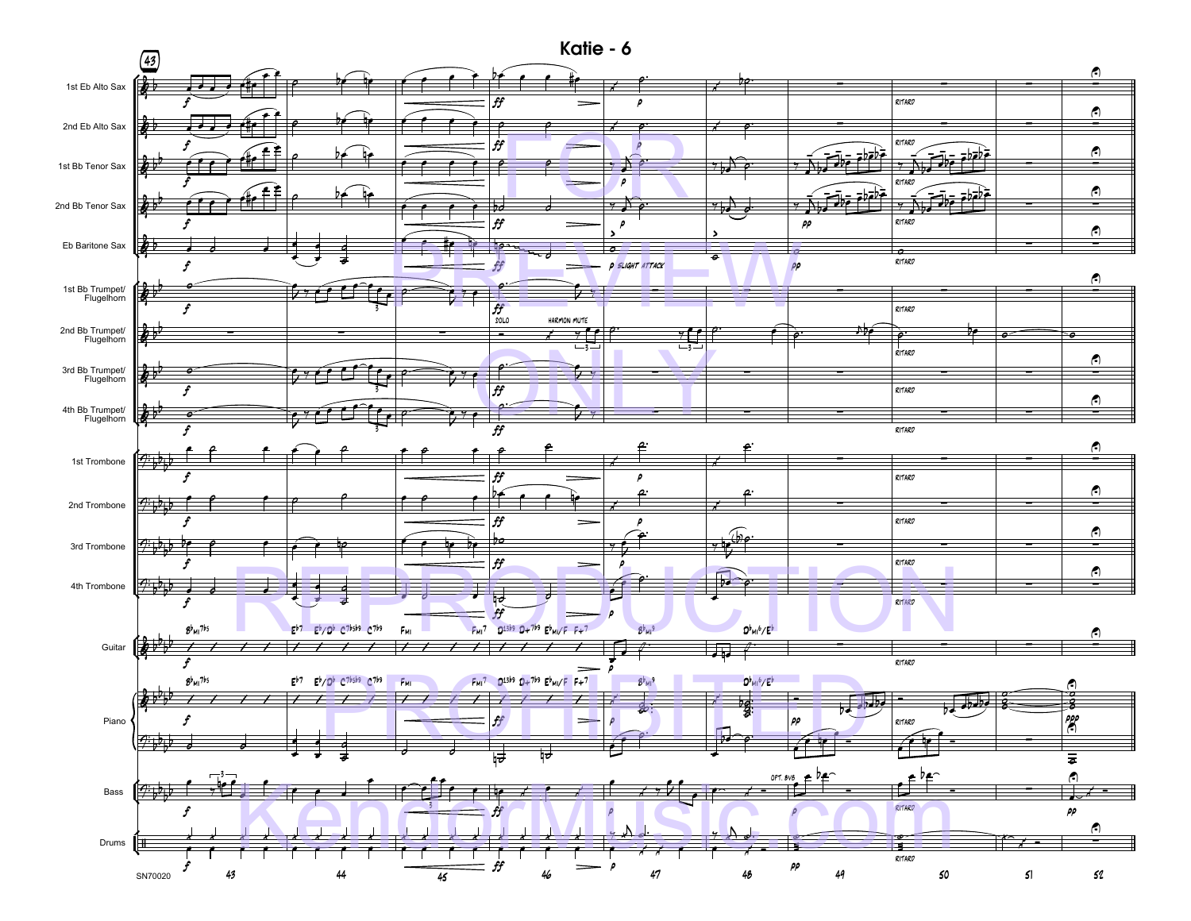# Katie - 6

43

1st Eb Alto Sax

2nd Eb Alto Sax

1st Bb Tenor Sax

2nd Bb Tenor Sax

Eb Baritone Sax

1st Bb Trumpet/ Flugelhorn

2nd Bb Trumpet/ Flugelhorn

3rd Bb Trumpet/ Flugelhorn

4th Bb Trumpet/ Flugelhorn

1st Trombone

2nd Trombone

3rd Trombone

4th Trombone

Guitar

Piano

Bass

Drums

SOLO HARMON MUTE

p SLIGHT ATTACK

OPT. 8VB

RITARD

FOR PREVIEW ONLY

REPRODUCTION PROHIBITED

KendorMusic.com

SN70020 43 44 45 46 47 48 49 50 51 52